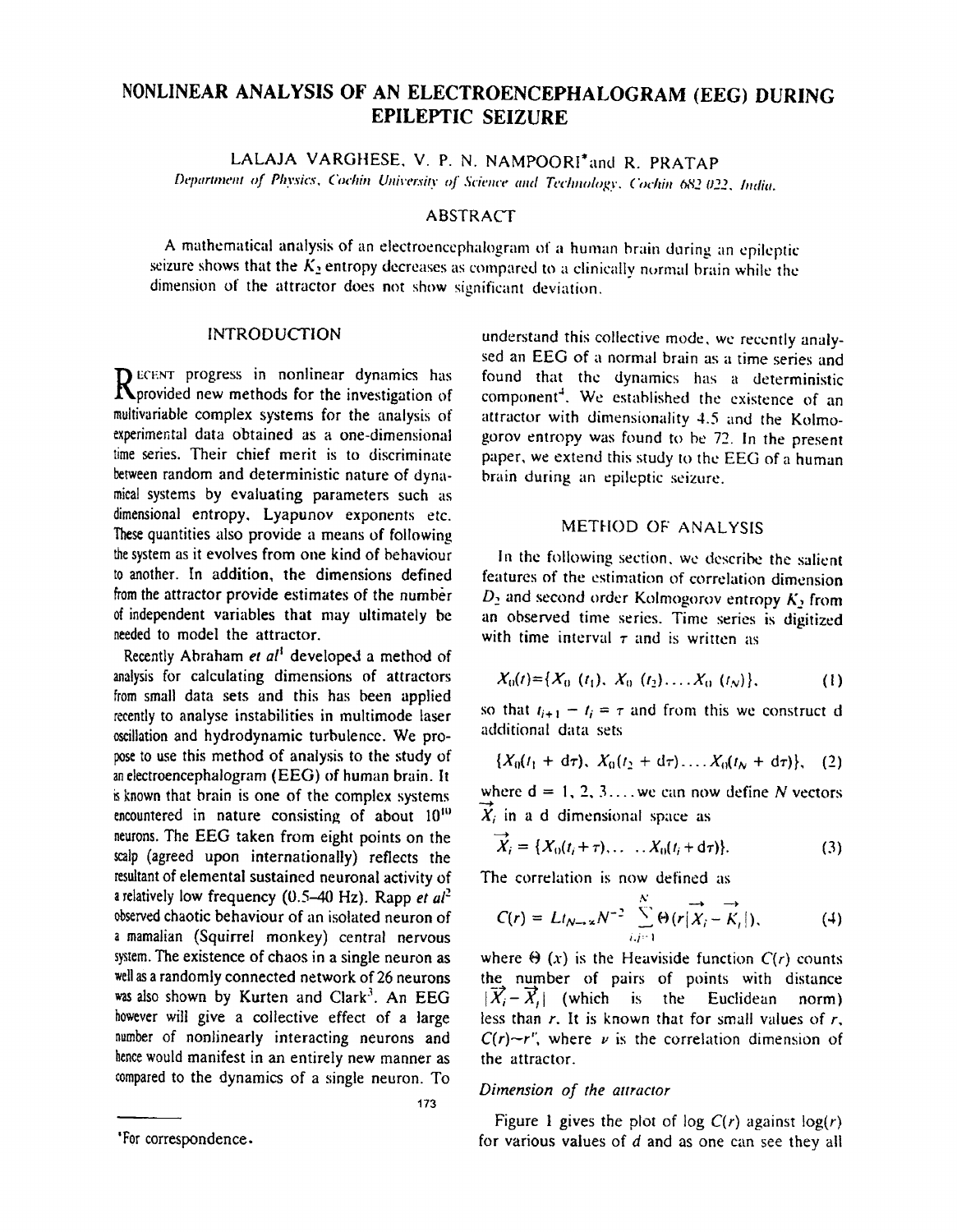# NONLINEAR ANALYSIS OF AN ELECTROENCEPHALOGRAM (EEG) DURING EPILEPTIC SEIZURE

LALAJA VARGHESE, V. P. N. NAMPOORI* and R. PRATAP

*Department of Physics, Cochin University of Science and Technology, Cochin 682 022, India.*

## ABSTRACT

A mathematical analysis of an electroencephalogram of a human brain during an epileptic seizure shows that the $K_2$ entropy decreases as compared to a clinically normal brain while the dimension of the attractor does not show significant deviation.

## INTRODUCTION

Recent progress in nonlinear dynamics has provided new methods for the investigation of multivariable complex systems for the analysis of experimental data obtained as a one-dimensional time series. Their chief merit is to discriminate between random and deterministic nature of dynamical systems by evaluating parameters such as dimensional entropy, Lyapunov exponents etc. These quantities also provide a means of following the system as it evolves from one kind of behaviour to another. In addition, the dimensions defined from the attractor provide estimates of the number of independent variables that may ultimately be needed to model the attractor.

Recently Abraham *et al*[1] developed a method of analysis for calculating dimensions of attractors from small data sets and this has been applied recently to analyse instabilities in multimode laser oscillation and hydrodynamic turbulence. We propose to use this method of analysis to the study of an electroencephalogram (EEG) of human brain. It is known that brain is one of the complex systems encountered in nature consisting of about $10^{10}$ neurons. The EEG taken from eight points on the scalp (agreed upon internationally) reflects the resultant of elemental sustained neuronal activity of a relatively low frequency (0.5–40 Hz). Rapp *et al*[2] observed chaotic behaviour of an isolated neuron of a mamalian (Squirrel monkey) central nervous system. The existence of chaos in a single neuron as well as a randomly connected network of 26 neurons was also shown by Kurten and Clark[3]. An EEG however will give a collective effect of a large number of nonlinearly interacting neurons and hence would manifest in an entirely new manner as compared to the dynamics of a single neuron. To understand this collective mode, we recently analysed an EEG of a normal brain as a time series and found that the dynamics has a deterministic component[4]. We established the existence of an attractor with dimensionality 4.5 and the Kolmogorov entropy was found to be 72. In the present paper, we extend this study to the EEG of a human brain during an epileptic seizure.

## METHOD OF ANALYSIS

In the following section, we describe the salient features of the estimation of correlation dimension $D_2$ and second order Kolmogorov entropy $K_2$ from an observed time series. Time series is digitized with time interval $\tau$ and is written as

$$X_0(t)=\{X_0\ (t_1),\ X_0\ (t_2)\ldots.X_0\ (t_N)\},\tag{1}$$

so that $t_{i+1} - t_i = \tau$ and from this we construct d additional data sets

$$\{X_0(t_1 + d\tau),\ X_0(t_2 + d\tau)\ldots.X_0(t_N + d\tau)\},\tag{2}$$

where $d = 1, 2, 3\ldots.$ we can now define $N$ vectors $\vec{X}_i$ in a d dimensional space as

$$\vec{X}_i = \{X_0(t_i+\tau),\ldots\ \ldots X_0(t_i+d\tau)\}.\tag{3}$$

The correlation is now defined as

$$C(r) = Lt_{N\to\infty}N^{-2}\sum_{i,j=1}^{N}\Theta(r|\vec{X}_i - \vec{K}_j|),\tag{4}$$

where $\Theta(x)$ is the Heaviside function $C(r)$ counts the number of pairs of points with distance $|\vec{X}_i - \vec{X}_j|$ (which is the Euclidean norm) less than $r$. It is known that for small values of $r$, $C(r)\sim r^{\nu}$, where $\nu$ is the correlation dimension of the attractor.

### *Dimension of the attractor*

Figure 1 gives the plot of log $C(r)$ against $\log(r)$ for various values of $d$ and as one can see they all

*For correspondence.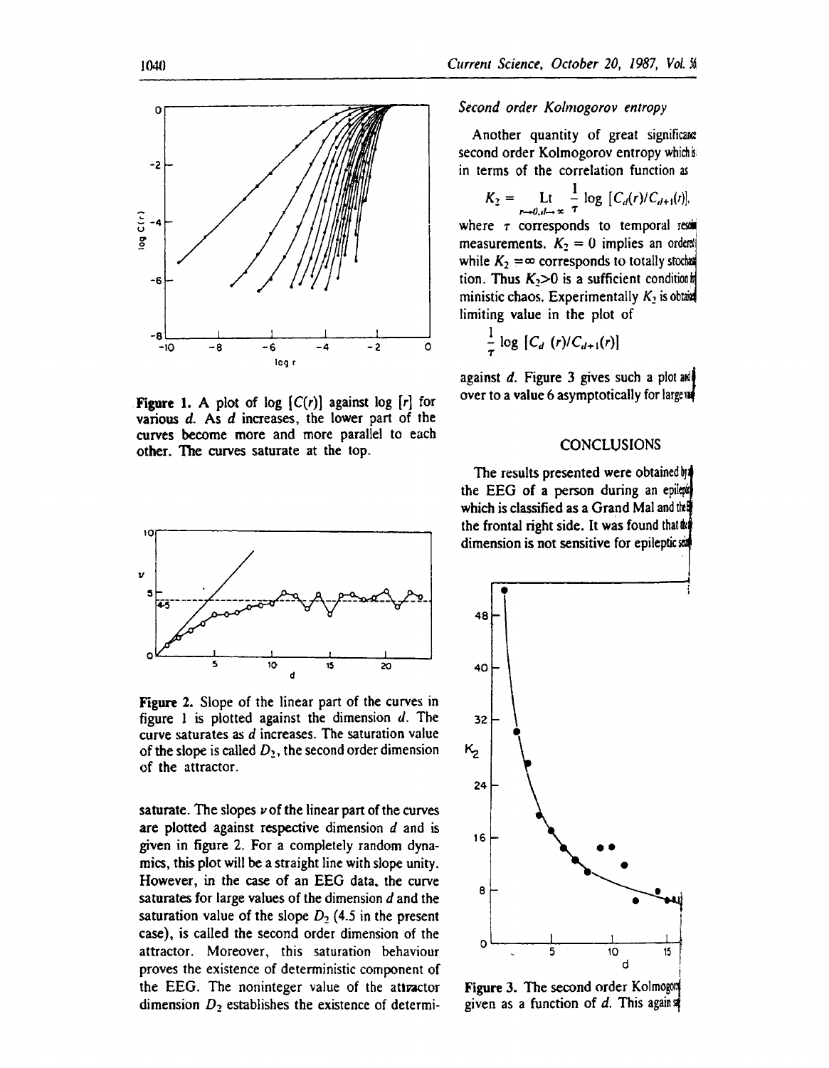Figure 1. A plot of log $[C(r)]$ against log $[r]$ for various $d$. As $d$ increases, the lower part of the curves become more and more parallel to each other. The curves saturate at the top.

Figure 2. Slope of the linear part of the curves in figure 1 is plotted against the dimension $d$. The curve saturates as $d$ increases. The saturation value of the slope is called $D_2$, the second order dimension of the attractor.

saturate. The slopes $\nu$ of the linear part of the curves are plotted against respective dimension $d$ and is given in figure 2. For a completely random dynamics, this plot will be a straight line with slope unity. However, in the case of an EEG data, the curve saturates for large values of the dimension $d$ and the saturation value of the slope $D_2$ (4.5 in the present case), is called the second order dimension of the attractor. Moreover, this saturation behaviour proves the existence of deterministic component of the EEG. The noninteger value of the attractor dimension $D_2$ establishes the existence of determi-

*Second order Kolmogorov entropy*

Another quantity of great significance second order Kolmogorov entropy which is in terms of the correlation function as

$$K_2 = \underset{r \to 0, d \to \infty}{\mathrm{Lt}} \frac{1}{\tau} \log \left[C_d(r)/C_{d+1}(r)\right],$$

where $\tau$ corresponds to temporal resolu measurements. $K_2 = 0$ implies an ordered while $K_2 = \infty$ corresponds to totally stochas tion. Thus $K_2 > 0$ is a sufficient condition fo ministic chaos. Experimentally $K_2$ is obtai limiting value in the plot of

$$\frac{1}{\tau} \log \left[C_d(r)/C_{d+1}(r)\right]$$

against $d$. Figure 3 gives such a plot and over to a value 6 asymptotically for large va

## CONCLUSIONS

The results presented were obtained by the EEG of a person during an epilep which is classified as a Grand Mal and the the frontal right side. It was found that the dimension is not sensitive for epileptic sei

Figure 3. The second order Kolmogor given as a function of $d$. This again s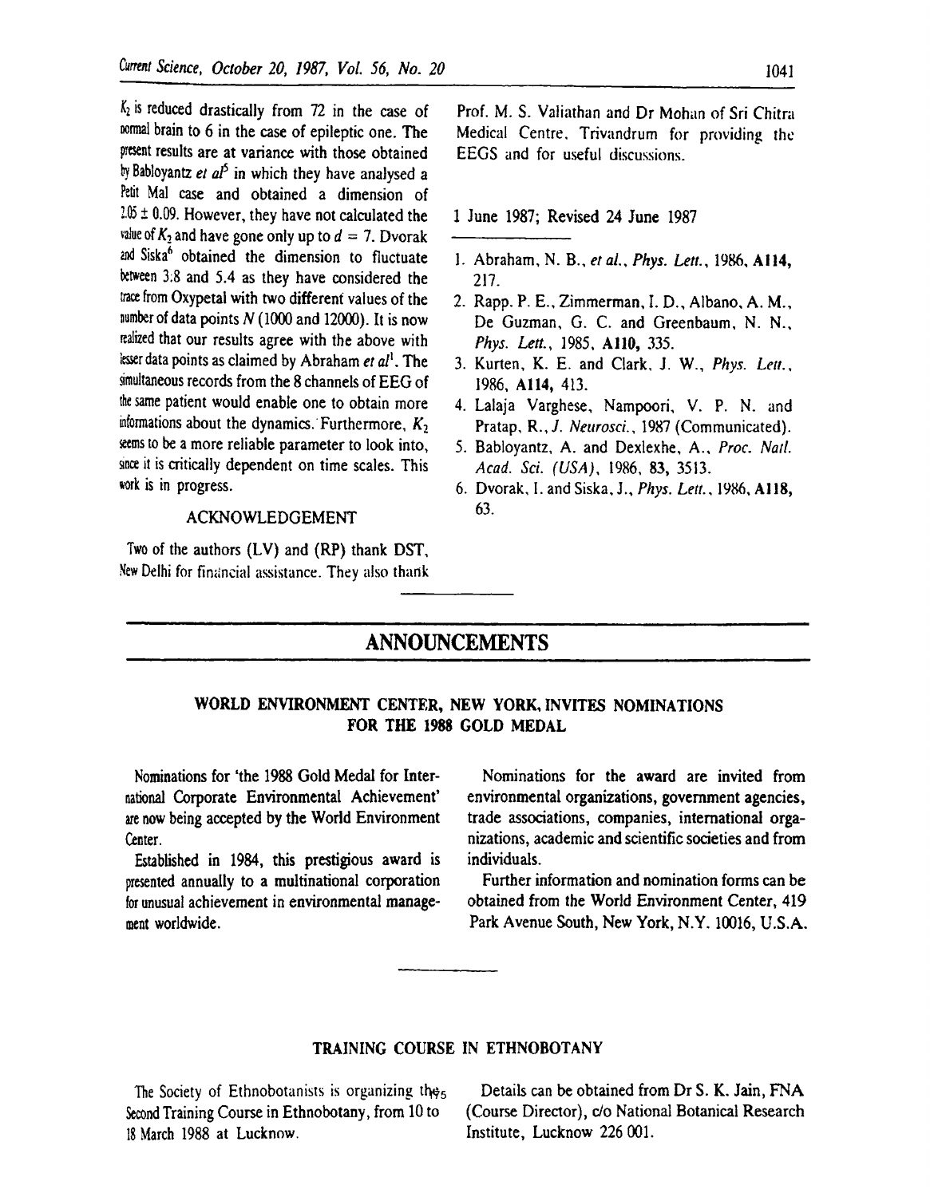$K_2$ is reduced drastically from 72 in the case of normal brain to 6 in the case of epileptic one. The present results are at variance with those obtained by Babloyantz *et al*[5] in which they have analysed a Petit Mal case and obtained a dimension of $2.05 \pm 0.09$. However, they have not calculated the value of $K_2$ and have gone only up to $d = 7$. Dvorak and Siska[6] obtained the dimension to fluctuate between 3.8 and 5.4 as they have considered the trace from Oxypetal with two different values of the number of data points $N$ (1000 and 12000). It is now realized that our results agree with the above with lesser data points as claimed by Abraham *et al*[1]. The simultaneous records from the 8 channels of EEG of the same patient would enable one to obtain more informations about the dynamics. Furthermore, $K_2$ seems to be a more reliable parameter to look into, since it is critically dependent on time scales. This work is in progress.

## ACKNOWLEDGEMENT

Two of the authors (LV) and (RP) thank DST, New Delhi for financial assistance. They also thank Prof. M. S. Valiathan and Dr Mohan of Sri Chitra Medical Centre, Trivandrum for providing the EEGS and for useful discussions.

1 June 1987; Revised 24 June 1987

1. Abraham, N. B., *et al.*, *Phys. Lett.*, 1986, **A114**, 217.
2. Rapp, P. E., Zimmerman, I. D., Albano, A. M., De Guzman, G. C. and Greenbaum, N. N., *Phys. Lett.*, 1985, **A110**, 335.
3. Kurten, K. E. and Clark, J. W., *Phys. Lett.*, 1986, **A114**, 413.
4. Lalaja Varghese, Nampoori, V. P. N. and Pratap, R., *J. Neurosci.*, 1987 (Communicated).
5. Babloyantz, A. and Dexlexhe, A., *Proc. Natl. Acad. Sci. (USA)*, 1986, **83**, 3513.
6. Dvorak, I. and Siska, J., *Phys. Lett.*, 1986, **A118**, 63.

# ANNOUNCEMENTS

## WORLD ENVIRONMENT CENTER, NEW YORK, INVITES NOMINATIONS FOR THE 1988 GOLD MEDAL

Nominations for 'the 1988 Gold Medal for International Corporate Environmental Achievement' are now being accepted by the World Environment Center.

Established in 1984, this prestigious award is presented annually to a multinational corporation for unusual achievement in environmental management worldwide.

Nominations for the award are invited from environmental organizations, government agencies, trade associations, companies, international organizations, academic and scientific societies and from individuals.

Further information and nomination forms can be obtained from the World Environment Center, 419 Park Avenue South, New York, N.Y. 10016, U.S.A.

## TRAINING COURSE IN ETHNOBOTANY

The Society of Ethnobotanists is organizing the Second Training Course in Ethnobotany, from 10 to 18 March 1988 at Lucknow.

Details can be obtained from Dr S. K. Jain, FNA (Course Director), c/o National Botanical Research Institute, Lucknow 226 001.